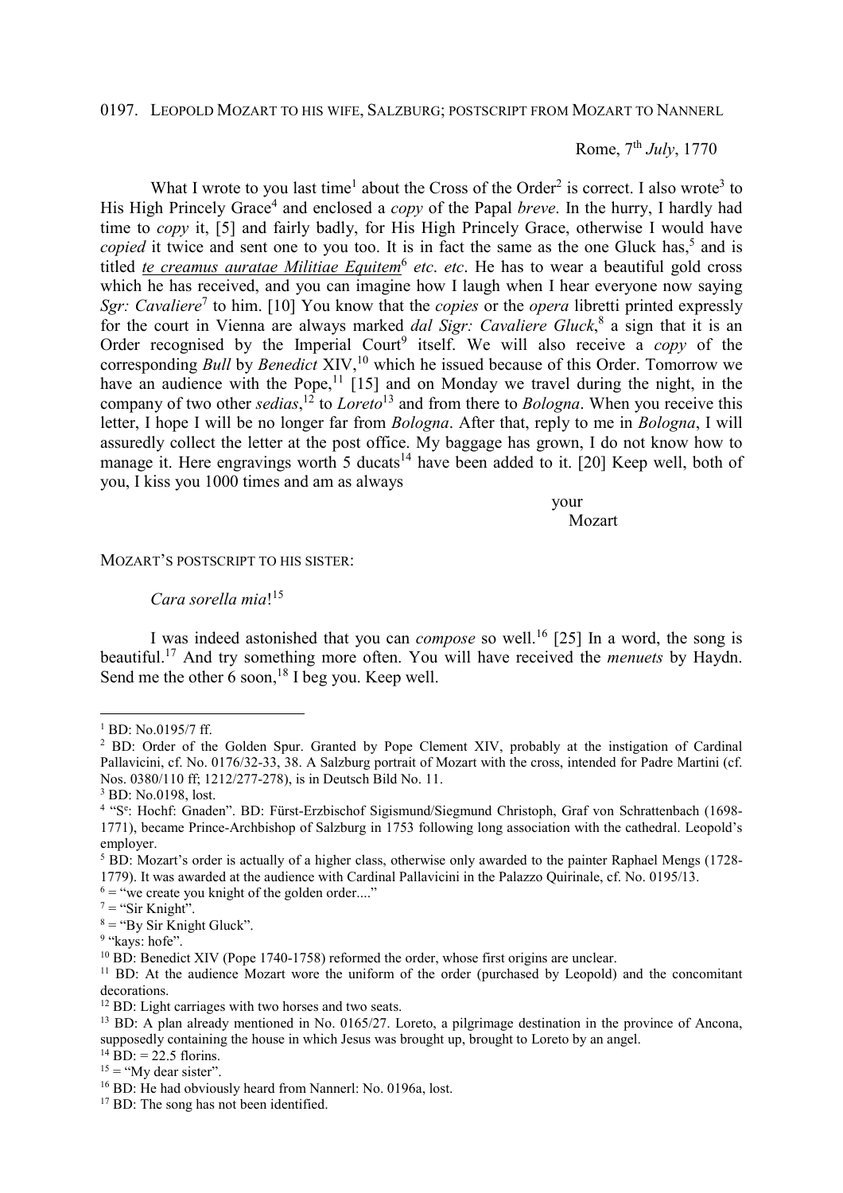0197. LEOPOLD MOZART TO HIS WIFE, SALZBURG; POSTSCRIPT FROM MOZART TO NANNERL

Rome, 7th *July*, 1770

What I wrote to you last time[1] about the Cross of the Order[2] is correct. I also wrote[3] to His High Princely Grace[4] and enclosed a *copy* of the Papal *breve*. In the hurry, I hardly had time to *copy* it, [5] and fairly badly, for His High Princely Grace, otherwise I would have *copied* it twice and sent one to you too. It is in fact the same as the one Gluck has,[5] and is titled *te creamus auratae Militiae Equitem*[6] *etc*. *etc*. He has to wear a beautiful gold cross which he has received, and you can imagine how I laugh when I hear everyone now saying *Sgr: Cavaliere*[7] to him. [10] You know that the *copies* or the *opera* libretti printed expressly for the court in Vienna are always marked *dal Sigr: Cavaliere Gluck*,[8] a sign that it is an Order recognised by the Imperial Court[9] itself. We will also receive a *copy* of the corresponding *Bull* by *Benedict* XIV,[10] which he issued because of this Order. Tomorrow we have an audience with the Pope,[11] [15] and on Monday we travel during the night, in the company of two other *sedias*,[12] to *Loreto*[13] and from there to *Bologna*. When you receive this letter, I hope I will be no longer far from *Bologna*. After that, reply to me in *Bologna*, I will assuredly collect the letter at the post office. My baggage has grown, I do not know how to manage it. Here engravings worth 5 ducats[14] have been added to it. [20] Keep well, both of you, I kiss you 1000 times and am as always

your
Mozart

MOZART'S POSTSCRIPT TO HIS SISTER:

*Cara sorella mia*![15]

I was indeed astonished that you can *compose* so well.[16] [25] In a word, the song is beautiful.[17] And try something more often. You will have received the *menuets* by Haydn. Send me the other 6 soon,[18] I beg you. Keep well.

---

[1] BD: No.0195/7 ff.

[2] BD: Order of the Golden Spur. Granted by Pope Clement XIV, probably at the instigation of Cardinal Pallavicini, cf. No. 0176/32-33, 38. A Salzburg portrait of Mozart with the cross, intended for Padre Martini (cf. Nos. 0380/110 ff; 1212/277-278), is in Deutsch Bild No. 11.

[3] BD: No.0198, lost.

[4] "Se: Hochf: Gnaden". BD: Fürst-Erzbischof Sigismund/Siegmund Christoph, Graf von Schrattenbach (1698-1771), became Prince-Archbishop of Salzburg in 1753 following long association with the cathedral. Leopold's employer.

[5] BD: Mozart's order is actually of a higher class, otherwise only awarded to the painter Raphael Mengs (1728-1779). It was awarded at the audience with Cardinal Pallavicini in the Palazzo Quirinale, cf. No. 0195/13.

[6] = "we create you knight of the golden order...."

[7] = "Sir Knight".

[8] = "By Sir Knight Gluck".

[9] "kays: hofe".

[10] BD: Benedict XIV (Pope 1740-1758) reformed the order, whose first origins are unclear.

[11] BD: At the audience Mozart wore the uniform of the order (purchased by Leopold) and the concomitant decorations.

[12] BD: Light carriages with two horses and two seats.

[13] BD: A plan already mentioned in No. 0165/27. Loreto, a pilgrimage destination in the province of Ancona, supposedly containing the house in which Jesus was brought up, brought to Loreto by an angel.

[14] BD: = 22.5 florins.

[15] = "My dear sister".

[16] BD: He had obviously heard from Nannerl: No. 0196a, lost.

[17] BD: The song has not been identified.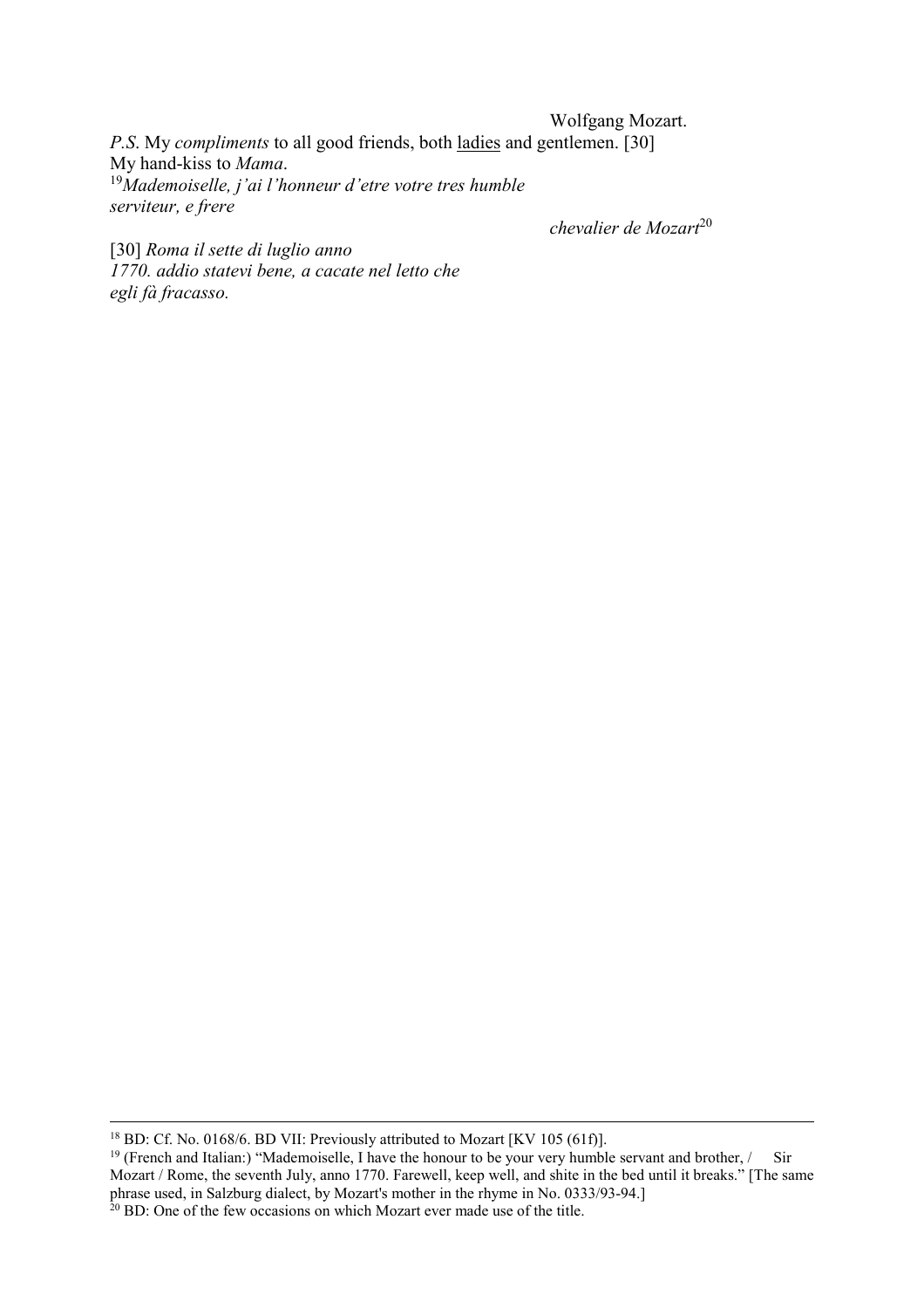Wolfgang Mozart.

*P.S*. My *compliments* to all good friends, both ladies and gentlemen. [30]
My hand-kiss to *Mama*.
[19]*Mademoiselle, j'ai l'honneur d'etre votre tres humble serviteur, e frere*

*chevalier de Mozart*[20]

[30] *Roma il sette di luglio anno 1770. addio statevi bene, a cacate nel letto che egli fà fracasso.*

---

[18] BD: Cf. No. 0168/6. BD VII: Previously attributed to Mozart [KV 105 (61f)].

[19] (French and Italian:) "Mademoiselle, I have the honour to be your very humble servant and brother, / Sir Mozart / Rome, the seventh July, anno 1770. Farewell, keep well, and shite in the bed until it breaks." [The same phrase used, in Salzburg dialect, by Mozart's mother in the rhyme in No. 0333/93-94.]

[20] BD: One of the few occasions on which Mozart ever made use of the title.